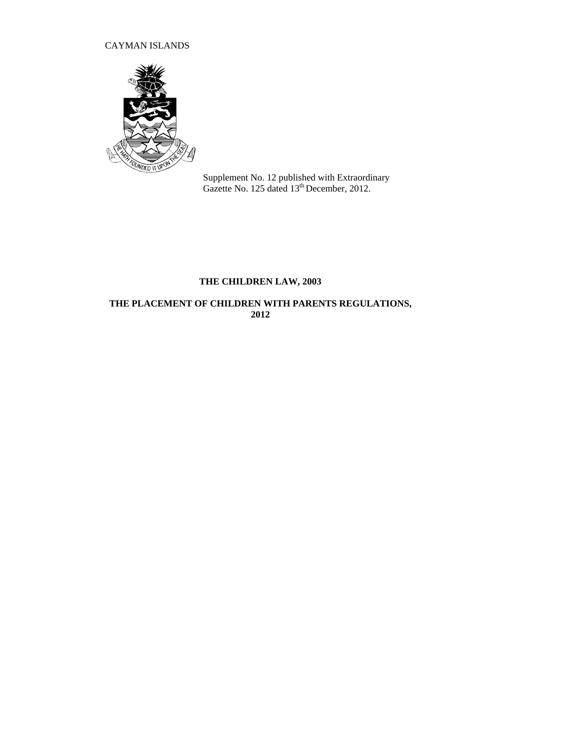CAYMAN ISLANDS

Supplement No. 12 published with Extraordinary Gazette No. 125 dated 13th December, 2012.

**THE CHILDREN LAW, 2003**

**THE PLACEMENT OF CHILDREN WITH PARENTS REGULATIONS, 2012**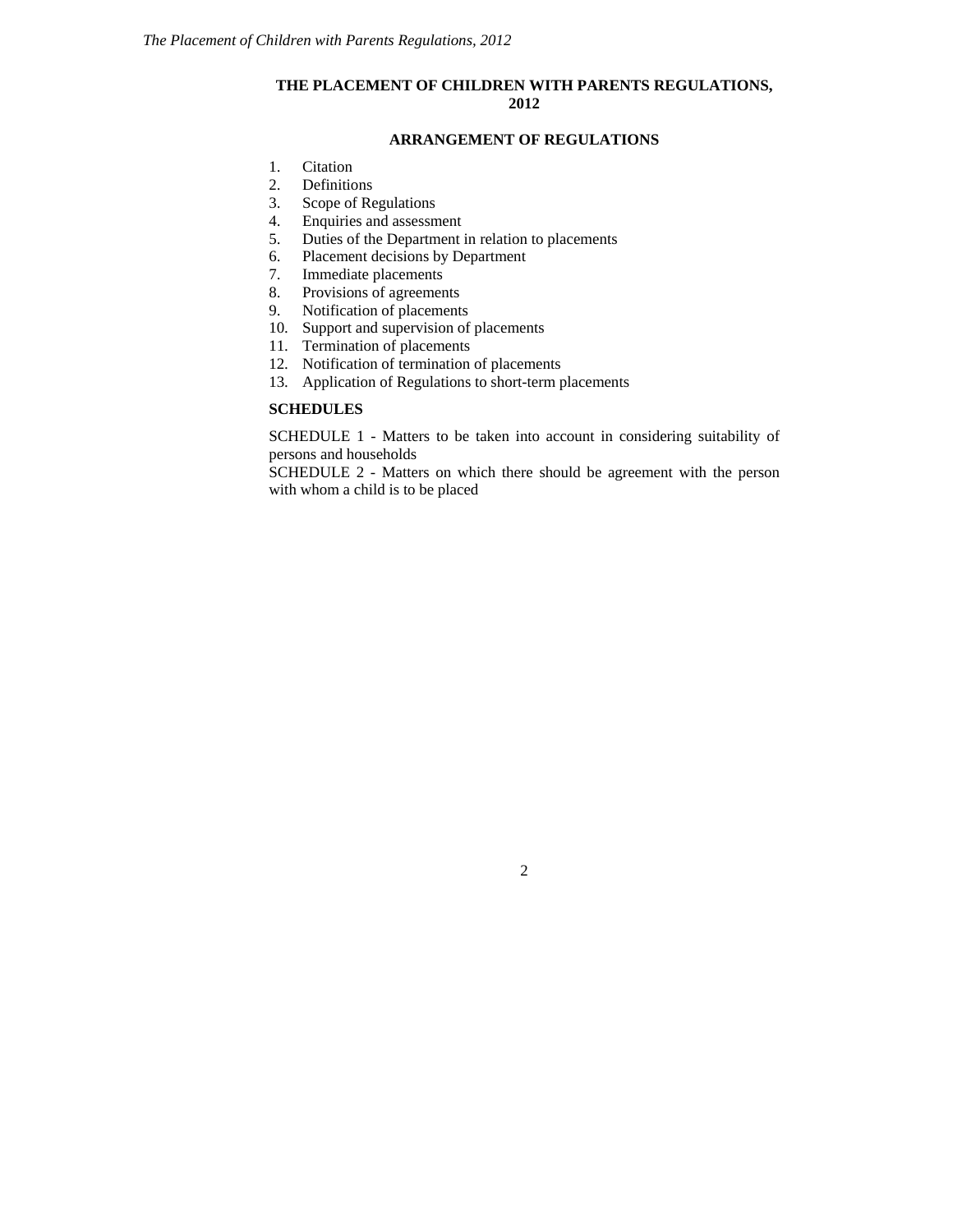## THE PLACEMENT OF CHILDREN WITH PARENTS REGULATIONS, 2012

### ARRANGEMENT OF REGULATIONS

1. Citation
2. Definitions
3. Scope of Regulations
4. Enquiries and assessment
5. Duties of the Department in relation to placements
6. Placement decisions by Department
7. Immediate placements
8. Provisions of agreements
9. Notification of placements
10. Support and supervision of placements
11. Termination of placements
12. Notification of termination of placements
13. Application of Regulations to short-term placements

**SCHEDULES**

SCHEDULE 1 - Matters to be taken into account in considering suitability of persons and households

SCHEDULE 2 - Matters on which there should be agreement with the person with whom a child is to be placed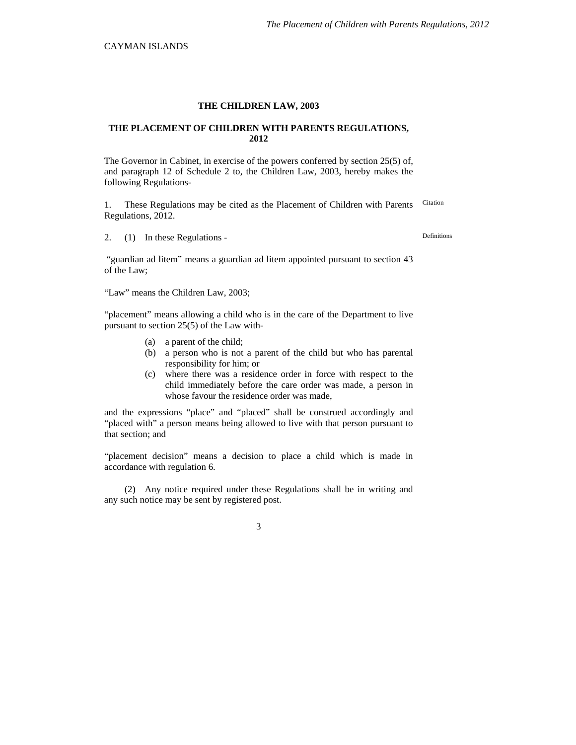CAYMAN ISLANDS

## THE CHILDREN LAW, 2003

## THE PLACEMENT OF CHILDREN WITH PARENTS REGULATIONS, 2012

The Governor in Cabinet, in exercise of the powers conferred by section 25(5) of, and paragraph 12 of Schedule 2 to, the Children Law, 2003, hereby makes the following Regulations-

Citation

1. These Regulations may be cited as the Placement of Children with Parents Regulations, 2012.

Definitions

2. (1) In these Regulations -

"guardian ad litem" means a guardian ad litem appointed pursuant to section 43 of the Law;

"Law" means the Children Law, 2003;

"placement" means allowing a child who is in the care of the Department to live pursuant to section 25(5) of the Law with-

(a) a parent of the child;
(b) a person who is not a parent of the child but who has parental responsibility for him; or
(c) where there was a residence order in force with respect to the child immediately before the care order was made, a person in whose favour the residence order was made,

and the expressions "place" and "placed" shall be construed accordingly and "placed with" a person means being allowed to live with that person pursuant to that section; and

"placement decision" means a decision to place a child which is made in accordance with regulation 6.

(2) Any notice required under these Regulations shall be in writing and any such notice may be sent by registered post.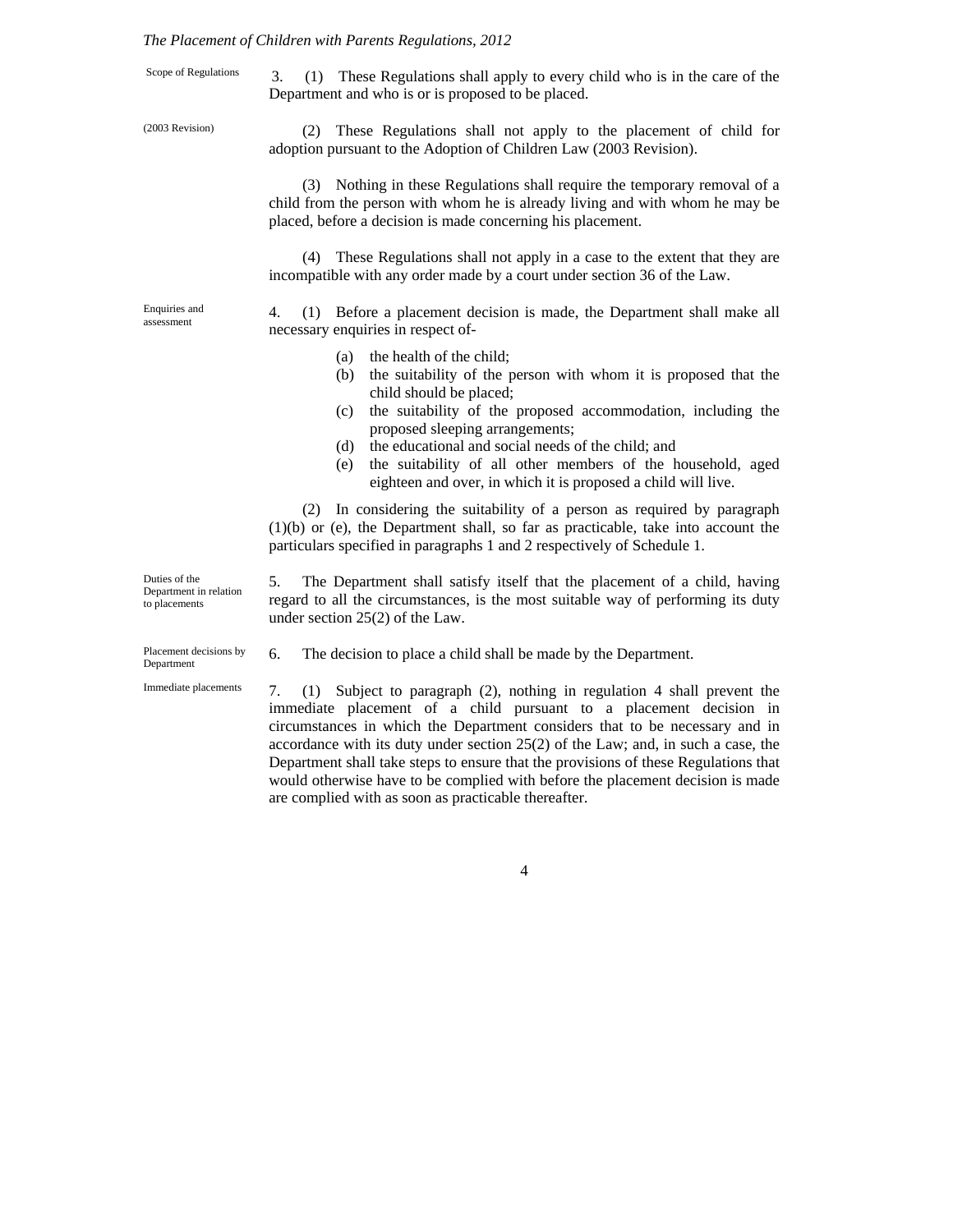**Scope of Regulations**

3. (1) These Regulations shall apply to every child who is in the care of the Department and who is or is proposed to be placed.

(2003 Revision)

(2) These Regulations shall not apply to the placement of child for adoption pursuant to the Adoption of Children Law (2003 Revision).

(3) Nothing in these Regulations shall require the temporary removal of a child from the person with whom he is already living and with whom he may be placed, before a decision is made concerning his placement.

(4) These Regulations shall not apply in a case to the extent that they are incompatible with any order made by a court under section 36 of the Law.

**Enquiries and assessment**

4. (1) Before a placement decision is made, the Department shall make all necessary enquiries in respect of-

(a) the health of the child;
(b) the suitability of the person with whom it is proposed that the child should be placed;
(c) the suitability of the proposed accommodation, including the proposed sleeping arrangements;
(d) the educational and social needs of the child; and
(e) the suitability of all other members of the household, aged eighteen and over, in which it is proposed a child will live.

(2) In considering the suitability of a person as required by paragraph (1)(b) or (e), the Department shall, so far as practicable, take into account the particulars specified in paragraphs 1 and 2 respectively of Schedule 1.

**Duties of the Department in relation to placements**

5. The Department shall satisfy itself that the placement of a child, having regard to all the circumstances, is the most suitable way of performing its duty under section 25(2) of the Law.

**Placement decisions by Department**

6. The decision to place a child shall be made by the Department.

**Immediate placements**

7. (1) Subject to paragraph (2), nothing in regulation 4 shall prevent the immediate placement of a child pursuant to a placement decision in circumstances in which the Department considers that to be necessary and in accordance with its duty under section 25(2) of the Law; and, in such a case, the Department shall take steps to ensure that the provisions of these Regulations that would otherwise have to be complied with before the placement decision is made are complied with as soon as practicable thereafter.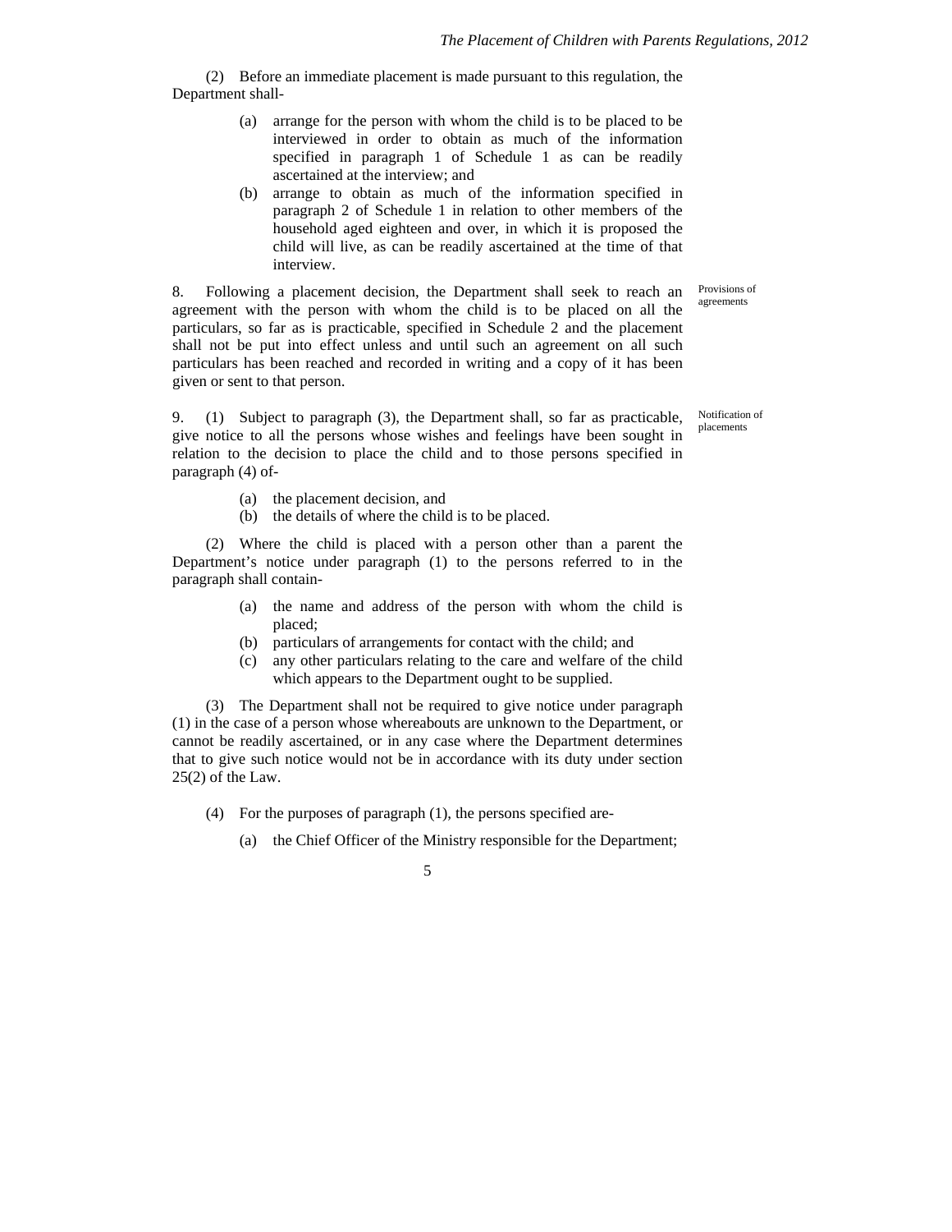(2) Before an immediate placement is made pursuant to this regulation, the Department shall-

- (a) arrange for the person with whom the child is to be placed to be interviewed in order to obtain as much of the information specified in paragraph 1 of Schedule 1 as can be readily ascertained at the interview; and
- (b) arrange to obtain as much of the information specified in paragraph 2 of Schedule 1 in relation to other members of the household aged eighteen and over, in which it is proposed the child will live, as can be readily ascertained at the time of that interview.

*Provisions of agreements*

8. Following a placement decision, the Department shall seek to reach an agreement with the person with whom the child is to be placed on all the particulars, so far as is practicable, specified in Schedule 2 and the placement shall not be put into effect unless and until such an agreement on all such particulars has been reached and recorded in writing and a copy of it has been given or sent to that person.

*Notification of placements*

9. (1) Subject to paragraph (3), the Department shall, so far as practicable, give notice to all the persons whose wishes and feelings have been sought in relation to the decision to place the child and to those persons specified in paragraph (4) of-

- (a) the placement decision, and
- (b) the details of where the child is to be placed.

(2) Where the child is placed with a person other than a parent the Department's notice under paragraph (1) to the persons referred to in the paragraph shall contain-

- (a) the name and address of the person with whom the child is placed;
- (b) particulars of arrangements for contact with the child; and
- (c) any other particulars relating to the care and welfare of the child which appears to the Department ought to be supplied.

(3) The Department shall not be required to give notice under paragraph (1) in the case of a person whose whereabouts are unknown to the Department, or cannot be readily ascertained, or in any case where the Department determines that to give such notice would not be in accordance with its duty under section 25(2) of the Law.

(4) For the purposes of paragraph (1), the persons specified are-

- (a) the Chief Officer of the Ministry responsible for the Department;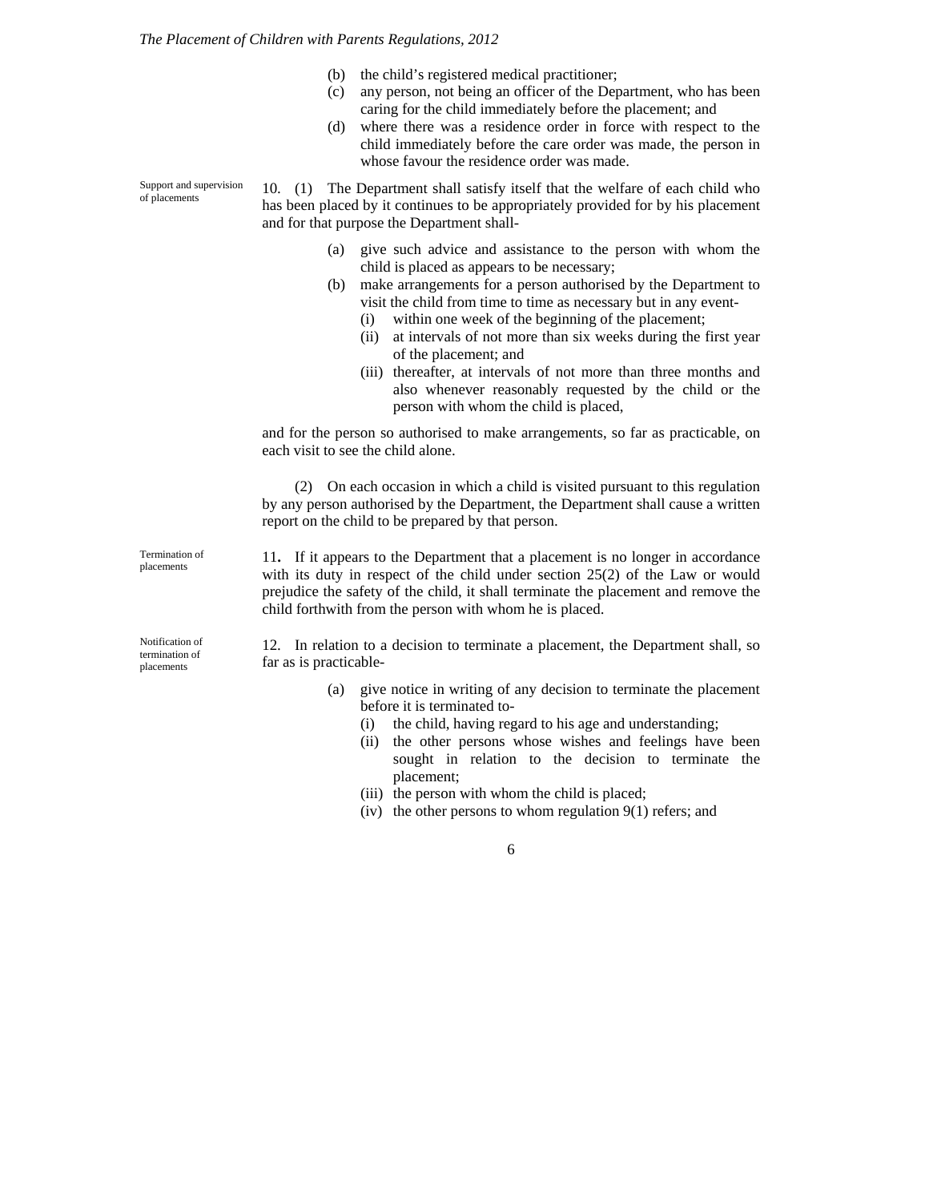(b) the child's registered medical practitioner;

(c) any person, not being an officer of the Department, who has been caring for the child immediately before the placement; and

(d) where there was a residence order in force with respect to the child immediately before the care order was made, the person in whose favour the residence order was made.

Support and supervision of placements

10. (1) The Department shall satisfy itself that the welfare of each child who has been placed by it continues to be appropriately provided for by his placement and for that purpose the Department shall-

(a) give such advice and assistance to the person with whom the child is placed as appears to be necessary;

(b) make arrangements for a person authorised by the Department to visit the child from time to time as necessary but in any event-

(i) within one week of the beginning of the placement;

(ii) at intervals of not more than six weeks during the first year of the placement; and

(iii) thereafter, at intervals of not more than three months and also whenever reasonably requested by the child or the person with whom the child is placed,

and for the person so authorised to make arrangements, so far as practicable, on each visit to see the child alone.

(2) On each occasion in which a child is visited pursuant to this regulation by any person authorised by the Department, the Department shall cause a written report on the child to be prepared by that person.

Termination of placements

11. If it appears to the Department that a placement is no longer in accordance with its duty in respect of the child under section 25(2) of the Law or would prejudice the safety of the child, it shall terminate the placement and remove the child forthwith from the person with whom he is placed.

Notification of termination of placements

12. In relation to a decision to terminate a placement, the Department shall, so far as is practicable-

(a) give notice in writing of any decision to terminate the placement before it is terminated to-

(i) the child, having regard to his age and understanding;

(ii) the other persons whose wishes and feelings have been sought in relation to the decision to terminate the placement;

(iii) the person with whom the child is placed;

(iv) the other persons to whom regulation 9(1) refers; and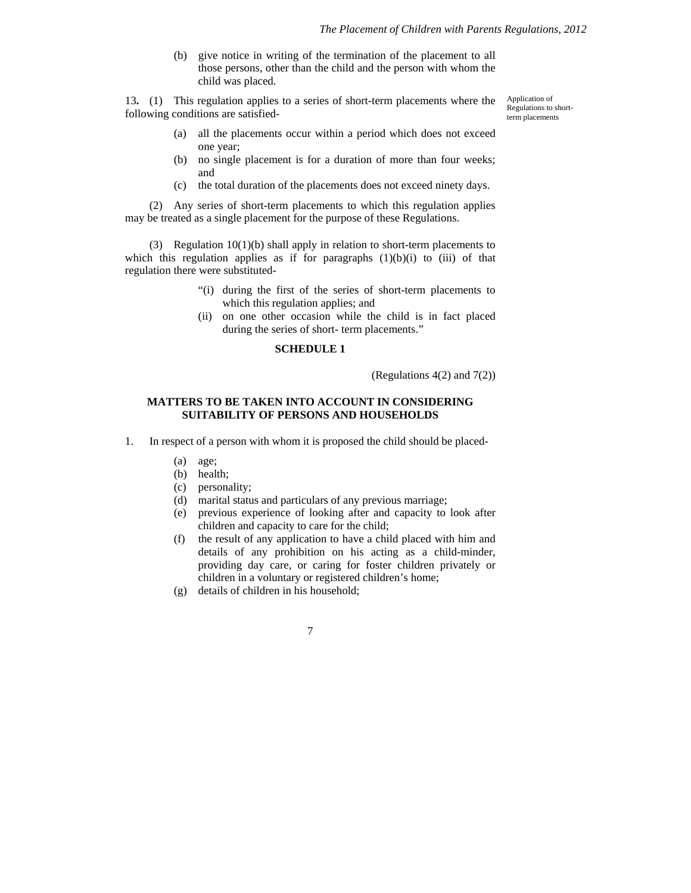(b) give notice in writing of the termination of the placement to all those persons, other than the child and the person with whom the child was placed.

Application of Regulations to short-term placements

**13.** (1) This regulation applies to a series of short-term placements where the following conditions are satisfied-

(a) all the placements occur within a period which does not exceed one year;

(b) no single placement is for a duration of more than four weeks; and

(c) the total duration of the placements does not exceed ninety days.

(2) Any series of short-term placements to which this regulation applies may be treated as a single placement for the purpose of these Regulations.

(3) Regulation 10(1)(b) shall apply in relation to short-term placements to which this regulation applies as if for paragraphs (1)(b)(i) to (iii) of that regulation there were substituted-

"(i) during the first of the series of short-term placements to which this regulation applies; and

(ii) on one other occasion while the child is in fact placed during the series of short- term placements."

**SCHEDULE 1**

(Regulations 4(2) and 7(2))

**MATTERS TO BE TAKEN INTO ACCOUNT IN CONSIDERING SUITABILITY OF PERSONS AND HOUSEHOLDS**

1. In respect of a person with whom it is proposed the child should be placed-

(a) age;

(b) health;

(c) personality;

(d) marital status and particulars of any previous marriage;

(e) previous experience of looking after and capacity to look after children and capacity to care for the child;

(f) the result of any application to have a child placed with him and details of any prohibition on his acting as a child-minder, providing day care, or caring for foster children privately or children in a voluntary or registered children's home;

(g) details of children in his household;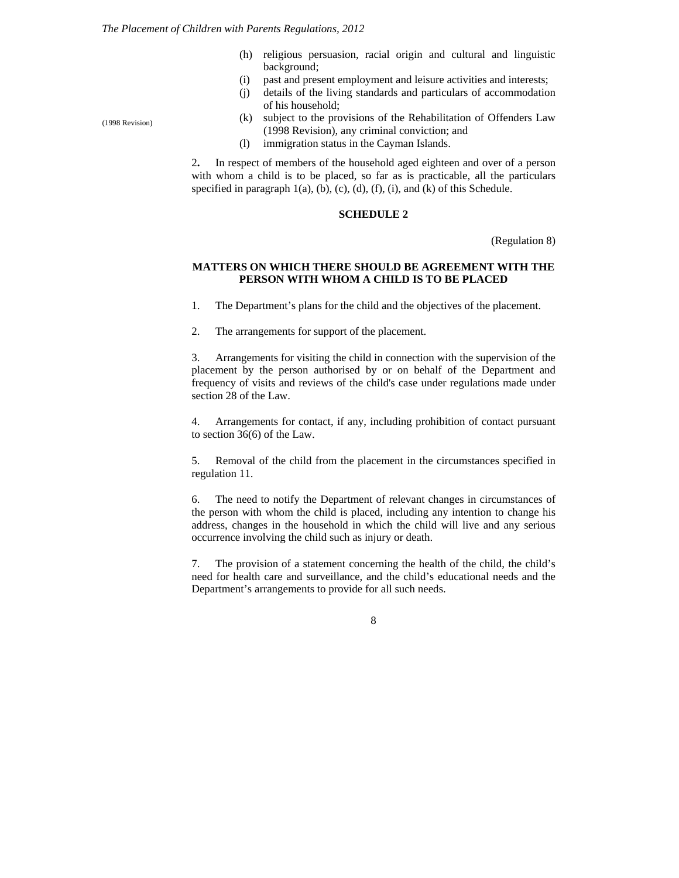(h) religious persuasion, racial origin and cultural and linguistic background;

(i) past and present employment and leisure activities and interests;

(j) details of the living standards and particulars of accommodation of his household;

(k) subject to the provisions of the Rehabilitation of Offenders Law (1998 Revision), any criminal conviction; and

(l) immigration status in the Cayman Islands.

(1998 Revision)

2. In respect of members of the household aged eighteen and over of a person with whom a child is to be placed, so far as is practicable, all the particulars specified in paragraph 1(a), (b), (c), (d), (f), (i), and (k) of this Schedule.

## SCHEDULE 2

(Regulation 8)

### MATTERS ON WHICH THERE SHOULD BE AGREEMENT WITH THE PERSON WITH WHOM A CHILD IS TO BE PLACED

1. The Department's plans for the child and the objectives of the placement.

2. The arrangements for support of the placement.

3. Arrangements for visiting the child in connection with the supervision of the placement by the person authorised by or on behalf of the Department and frequency of visits and reviews of the child's case under regulations made under section 28 of the Law.

4. Arrangements for contact, if any, including prohibition of contact pursuant to section 36(6) of the Law.

5. Removal of the child from the placement in the circumstances specified in regulation 11.

6. The need to notify the Department of relevant changes in circumstances of the person with whom the child is placed, including any intention to change his address, changes in the household in which the child will live and any serious occurrence involving the child such as injury or death.

7. The provision of a statement concerning the health of the child, the child's need for health care and surveillance, and the child's educational needs and the Department's arrangements to provide for all such needs.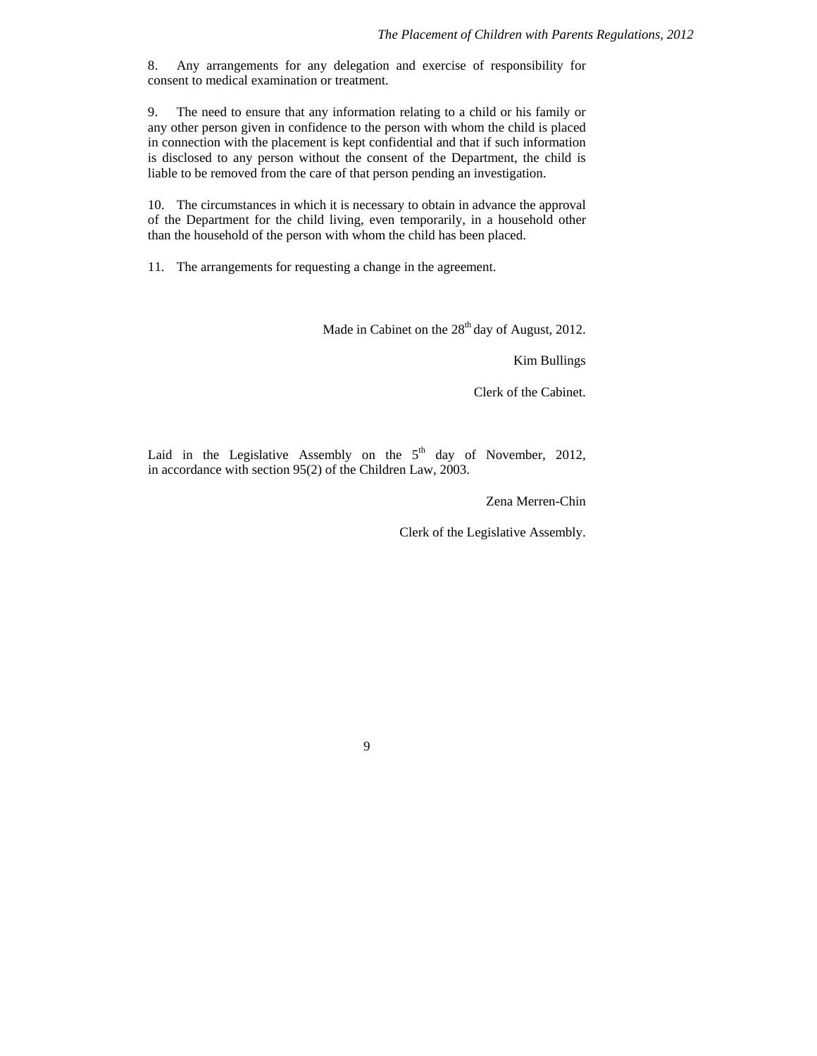8. Any arrangements for any delegation and exercise of responsibility for consent to medical examination or treatment.

9. The need to ensure that any information relating to a child or his family or any other person given in confidence to the person with whom the child is placed in connection with the placement is kept confidential and that if such information is disclosed to any person without the consent of the Department, the child is liable to be removed from the care of that person pending an investigation.

10. The circumstances in which it is necessary to obtain in advance the approval of the Department for the child living, even temporarily, in a household other than the household of the person with whom the child has been placed.

11. The arrangements for requesting a change in the agreement.

Made in Cabinet on the 28th day of August, 2012.

Kim Bullings

Clerk of the Cabinet.

Laid in the Legislative Assembly on the 5th day of November, 2012, in accordance with section 95(2) of the Children Law, 2003.

Zena Merren-Chin

Clerk of the Legislative Assembly.